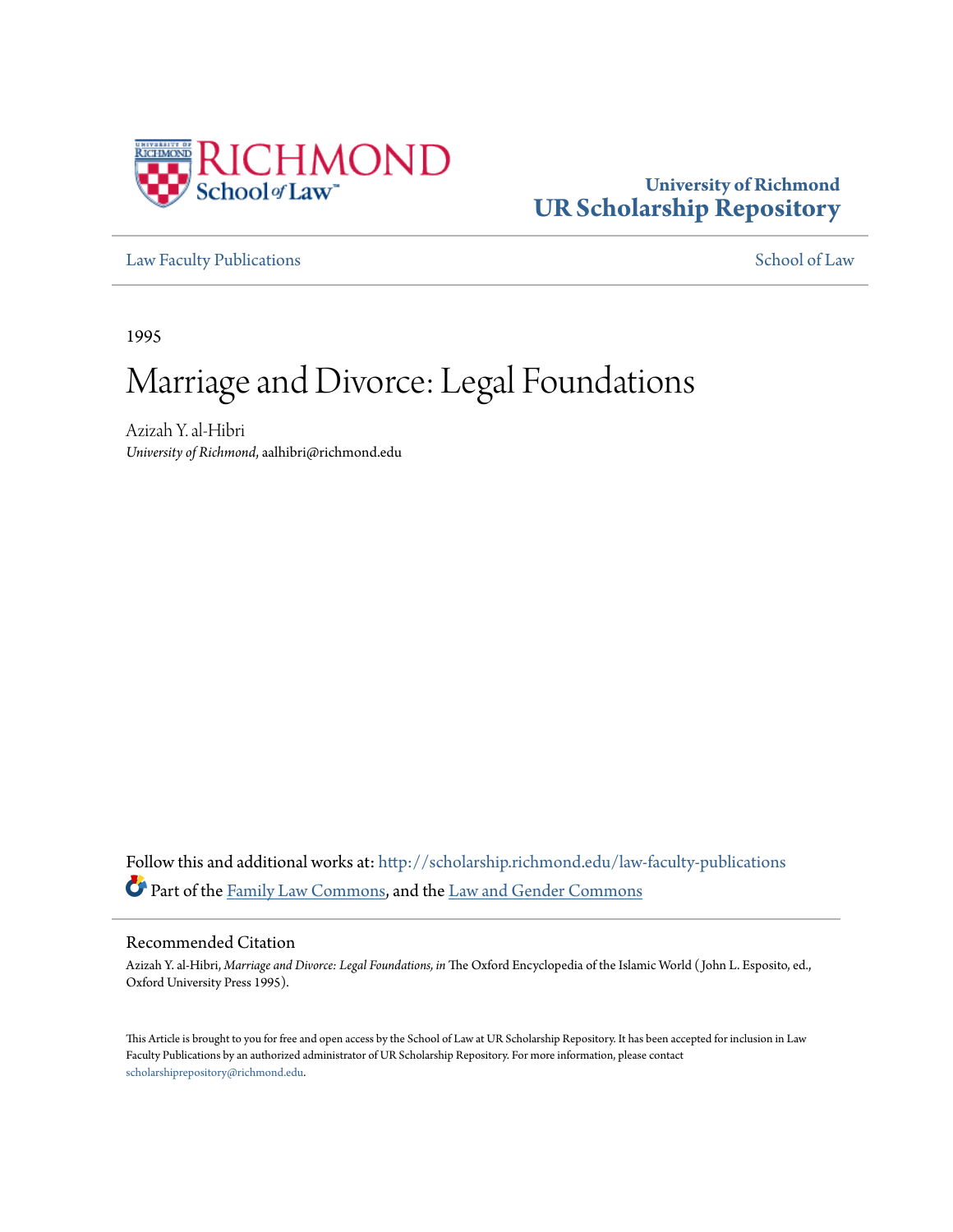University of Richmond
**UR Scholarship Repository**

Law Faculty Publications | School of Law

1995

# Marriage and Divorce: Legal Foundations

Azizah Y. al-Hibri
*University of Richmond*, aalhibri@richmond.edu

Follow this and additional works at: http://scholarship.richmond.edu/law-faculty-publications

Part of the Family Law Commons, and the Law and Gender Commons

## Recommended Citation

Azizah Y. al-Hibri, *Marriage and Divorce: Legal Foundations, in* The Oxford Encyclopedia of the Islamic World ( John L. Esposito, ed., Oxford University Press 1995).

This Article is brought to you for free and open access by the School of Law at UR Scholarship Repository. It has been accepted for inclusion in Law Faculty Publications by an authorized administrator of UR Scholarship Repository. For more information, please contact scholarshiprepository@richmond.edu.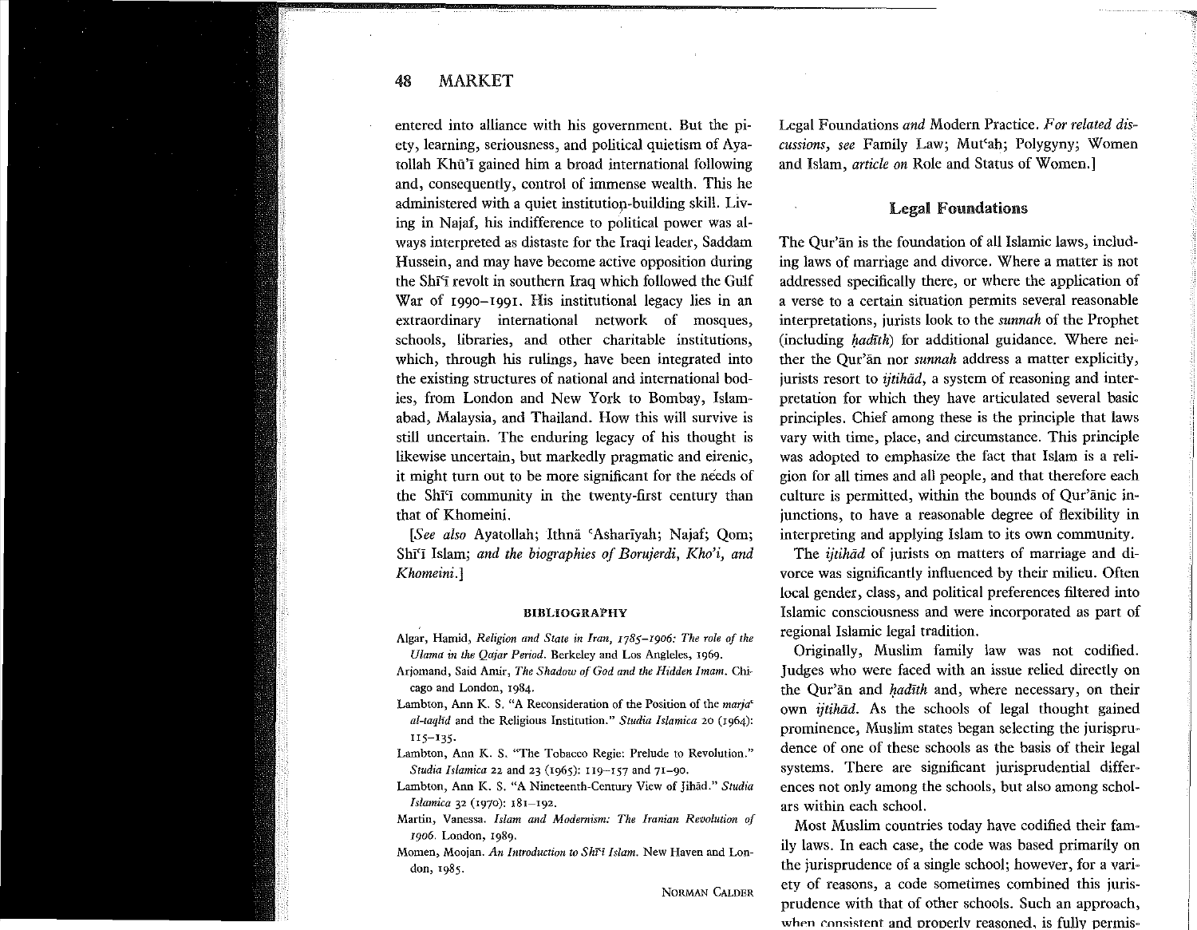entered into alliance with his government. But the piety, learning, seriousness, and political quietism of Ayatollah Khū'ī gained him a broad international following and, consequently, control of immense wealth. This he administered with a quiet institution-building skill. Living in Najaf, his indifference to political power was always interpreted as distaste for the Iraqi leader, Saddam Hussein, and may have become active opposition during the Shī'ī revolt in southern Iraq which followed the Gulf War of 1990–1991. His institutional legacy lies in an extraordinary international network of mosques, schools, libraries, and other charitable institutions, which, through his rulings, have been integrated into the existing structures of national and international bodies, from London and New York to Bombay, Islamabad, Malaysia, and Thailand. How this will survive is still uncertain. The enduring legacy of his thought is likewise uncertain, but markedly pragmatic and eirenic, it might turn out to be more significant for the needs of the Shī'ī community in the twenty-first century than that of Khomeini.

[*See also* Ayatollah; Ithnā 'Asharīyah; Najaf; Qom; Shī'ī Islam; *and the biographies of Borujerdi, Kho'i, and Khomeini.*]

#### BIBLIOGRAPHY

Algar, Hamid, *Religion and State in Iran, 1785–1906: The role of the Ulama in the Qajar Period.* Berkeley and Los Angeles, 1969.

Arjomand, Said Amir, *The Shadow of God and the Hidden Imam.* Chicago and London, 1984.

Lambton, Ann K. S. "A Reconsideration of the Position of the *marja' al-taqlīd* and the Religious Institution." *Studia Islamica* 20 (1964): 115–135.

Lambton, Ann K. S. "The Tobacco Regie: Prelude to Revolution." *Studia Islamica* 22 and 23 (1965): 119–157 and 71–90.

Lambton, Ann K. S. "A Nineteenth-Century View of Jihād." *Studia Islamica* 32 (1970): 181–192.

Martin, Vanessa. *Islam and Modernism: The Iranian Revolution of 1906.* London, 1989.

Momen, Moojan. *An Introduction to Shī'ī Islam.* New Haven and London, 1985.

NORMAN CALDER

Legal Foundations *and* Modern Practice. *For related discussions, see* Family Law; Mut'ah; Polygyny; Women and Islam, *article on* Role and Status of Women.]

## Legal Foundations

The Qur'ān is the foundation of all Islamic laws, including laws of marriage and divorce. Where a matter is not addressed specifically there, or where the application of a verse to a certain situation permits several reasonable interpretations, jurists look to the *sunnah* of the Prophet (including *ḥadīth*) for additional guidance. Where neither the Qur'ān nor *sunnah* address a matter explicitly, jurists resort to *ijtihād*, a system of reasoning and interpretation for which they have articulated several basic principles. Chief among these is the principle that laws vary with time, place, and circumstance. This principle was adopted to emphasize the fact that Islam is a religion for all times and all people, and that therefore each culture is permitted, within the bounds of Qur'ānic injunctions, to have a reasonable degree of flexibility in interpreting and applying Islam to its own community.

The *ijtihād* of jurists on matters of marriage and divorce was significantly influenced by their milieu. Often local gender, class, and political preferences filtered into Islamic consciousness and were incorporated as part of regional Islamic legal tradition.

Originally, Muslim family law was not codified. Judges who were faced with an issue relied directly on the Qur'ān and *ḥadīth* and, where necessary, on their own *ijtihād*. As the schools of legal thought gained prominence, Muslim states began selecting the jurisprudence of one of these schools as the basis of their legal systems. There are significant jurisprudential differences not only among the schools, but also among scholars within each school.

Most Muslim countries today have codified their family laws. In each case, the code was based primarily on the jurisprudence of a single school; however, for a variety of reasons, a code sometimes combined this jurisprudence with that of other schools. Such an approach, when consistent and properly reasoned, is fully permis-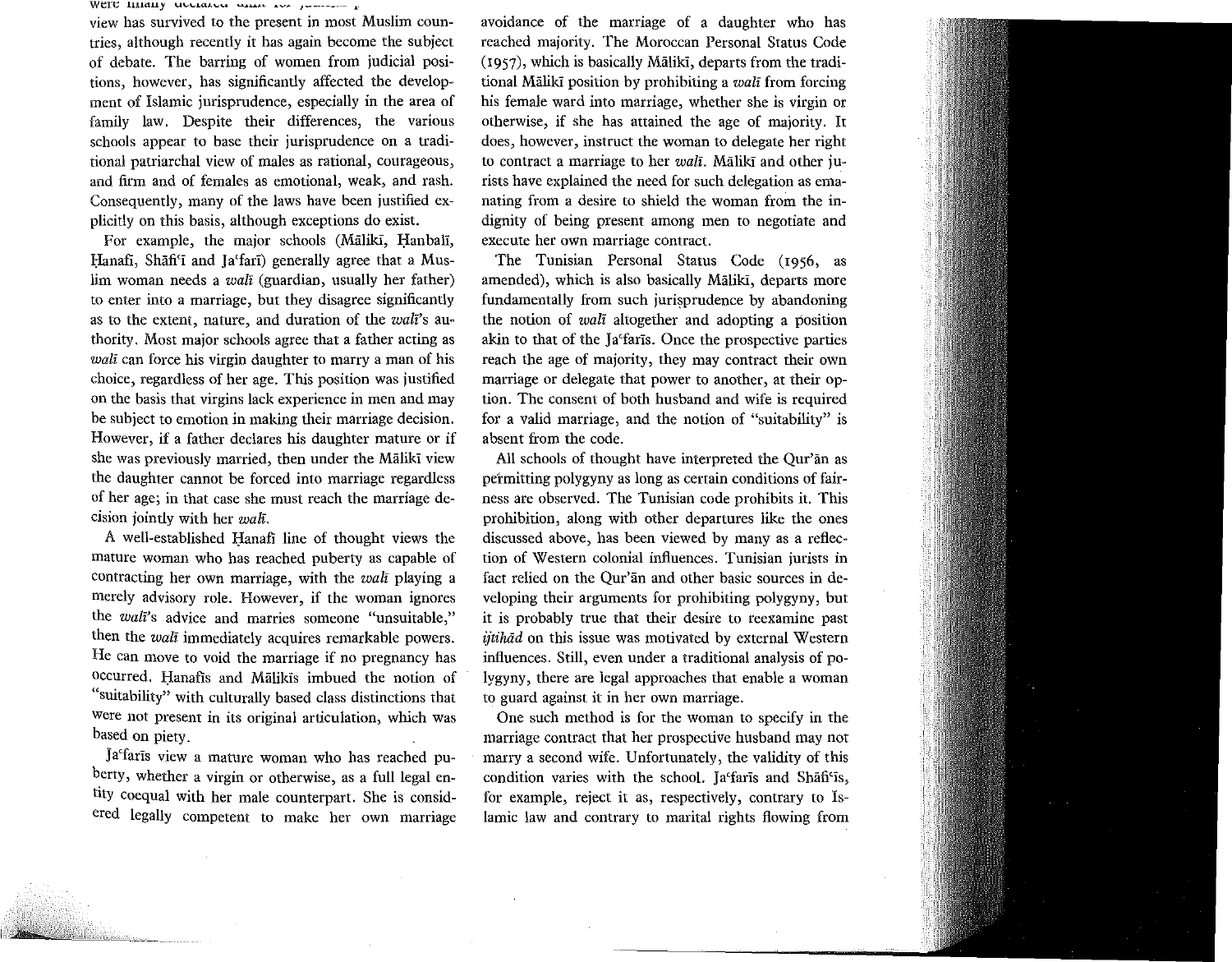view has survived to the present in most Muslim countries, although recently it has again become the subject of debate. The barring of women from judicial positions, however, has significantly affected the development of Islamic jurisprudence, especially in the area of family law. Despite their differences, the various schools appear to base their jurisprudence on a traditional patriarchal view of males as rational, courageous, and firm and of females as emotional, weak, and rash. Consequently, many of the laws have been justified explicitly on this basis, although exceptions do exist.

For example, the major schools (Mālikī, Ḥanbalī, Ḥanafī, Shāfiʿī and Jaʿfarī) generally agree that a Muslim woman needs a *walī* (guardian, usually her father) to enter into a marriage, but they disagree significantly as to the extent, nature, and duration of the *walī*'s authority. Most major schools agree that a father acting as *walī* can force his virgin daughter to marry a man of his choice, regardless of her age. This position was justified on the basis that virgins lack experience in men and may be subject to emotion in making their marriage decision. However, if a father declares his daughter mature or if she was previously married, then under the Mālikī view the daughter cannot be forced into marriage regardless of her age; in that case she must reach the marriage decision jointly with her *walī*.

A well-established Ḥanafī line of thought views the mature woman who has reached puberty as capable of contracting her own marriage, with the *walī* playing a merely advisory role. However, if the woman ignores the *walī*'s advice and marries someone "unsuitable," then the *walī* immediately acquires remarkable powers. He can move to void the marriage if no pregnancy has occurred. Ḥanafīs and Mālikīs imbued the notion of "suitability" with culturally based class distinctions that were not present in its original articulation, which was based on piety.

Jaʿfarīs view a mature woman who has reached puberty, whether a virgin or otherwise, as a full legal entity coequal with her male counterpart. She is considered legally competent to make her own marriage avoidance of the marriage of a daughter who has reached majority. The Moroccan Personal Status Code (1957), which is basically Mālikī, departs from the traditional Mālikī position by prohibiting a *walī* from forcing his female ward into marriage, whether she is virgin or otherwise, if she has attained the age of majority. It does, however, instruct the woman to delegate her right to contract a marriage to her *walī*. Mālikī and other jurists have explained the need for such delegation as emanating from a desire to shield the woman from the indignity of being present among men to negotiate and execute her own marriage contract.

The Tunisian Personal Status Code (1956, as amended), which is also basically Mālikī, departs more fundamentally from such jurisprudence by abandoning the notion of *walī* altogether and adopting a position akin to that of the Jaʿfarīs. Once the prospective parties reach the age of majority, they may contract their own marriage or delegate that power to another, at their option. The consent of both husband and wife is required for a valid marriage, and the notion of "suitability" is absent from the code.

All schools of thought have interpreted the Qurʾān as permitting polygyny as long as certain conditions of fairness are observed. The Tunisian code prohibits it. This prohibition, along with other departures like the ones discussed above, has been viewed by many as a reflection of Western colonial influences. Tunisian jurists in fact relied on the Qurʾān and other basic sources in developing their arguments for prohibiting polygyny, but it is probably true that their desire to reexamine past *ijtihād* on this issue was motivated by external Western influences. Still, even under a traditional analysis of polygyny, there are legal approaches that enable a woman to guard against it in her own marriage.

One such method is for the woman to specify in the marriage contract that her prospective husband may not marry a second wife. Unfortunately, the validity of this condition varies with the school. Jaʿfarīs and Shāfiʿīs, for example, reject it as, respectively, contrary to Islamic law and contrary to marital rights flowing from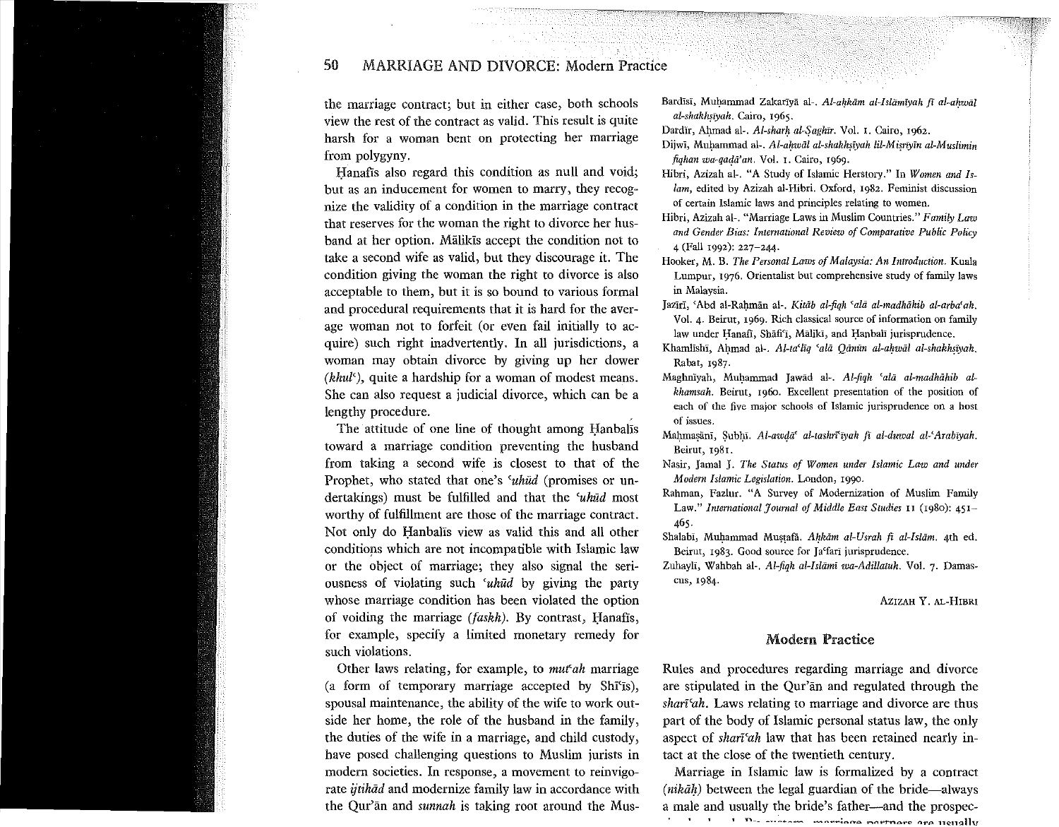the marriage contract; but in either case, both schools view the rest of the contract as valid. This result is quite harsh for a woman bent on protecting her marriage from polygyny.

Ḥanafīs also regard this condition as null and void; but as an inducement for women to marry, they recognize the validity of a condition in the marriage contract that reserves for the woman the right to divorce her husband at her option. Mālikīs accept the condition not to take a second wife as valid, but they discourage it. The condition giving the woman the right to divorce is also acceptable to them, but it is so bound to various formal and procedural requirements that it is hard for the average woman not to forfeit (or even fail initially to acquire) such right inadvertently. In all jurisdictions, a woman may obtain divorce by giving up her dower (*khulʿ*), quite a hardship for a woman of modest means. She can also request a judicial divorce, which can be a lengthy procedure.

The attitude of one line of thought among Ḥanbalīs toward a marriage condition preventing the husband from taking a second wife is closest to that of the Prophet, who stated that one's *ʿuhūd* (promises or undertakings) must be fulfilled and that the *ʿuhūd* most worthy of fulfillment are those of the marriage contract. Not only do Ḥanbalīs view as valid this and all other conditions which are not incompatible with Islamic law or the object of marriage; they also signal the seriousness of violating such *ʿuhūd* by giving the party whose marriage condition has been violated the option of voiding the marriage (*faskh*). By contrast, Ḥanafīs, for example, specify a limited monetary remedy for such violations.

Other laws relating, for example, to *mutʿah* marriage (a form of temporary marriage accepted by Shīʿīs), spousal maintenance, the ability of the wife to work outside her home, the role of the husband in the family, the duties of the wife in a marriage, and child custody, have posed challenging questions to Muslim jurists in modern societies. In response, a movement to reinvigorate *ijtihād* and modernize family law in accordance with the Qur'ān and *sunnah* is taking root around the Mus-

Bardīsī, Muḥammad Zakarīyā al-. *Al-aḥkām al-Islāmīyah fī al-aḥwāl al-shakhṣīyah*. Cairo, 1965.

Dardīr, Aḥmad al-. *Al-sharḥ al-Ṣaghīr*. Vol. 1. Cairo, 1962.

Dijwī, Muḥammad al-. *Al-aḥwāl al-shakhṣīyah lil-Miṣrīyīn al-Muslimīn fiqhan wa-qaḍā'an*. Vol. 1. Cairo, 1969.

Hibri, Azizah al-. "A Study of Islamic Herstory." In *Women and Islam*, edited by Azizah al-Hibri. Oxford, 1982. Feminist discussion of certain Islamic laws and principles relating to women.

Hibri, Azizah al-. "Marriage Laws in Muslim Countries." *Family Law and Gender Bias: International Review of Comparative Public Policy* 4 (Fall 1992): 227–244.

Hooker, M. B. *The Personal Laws of Malaysia: An Introduction*. Kuala Lumpur, 1976. Orientalist but comprehensive study of family laws in Malaysia.

Jazīrī, ʿAbd al-Raḥmān al-. *Kitāb al-fiqh ʿalā al-madhāhib al-arbaʿah*. Vol. 4. Beirut, 1969. Rich classical source of information on family law under Ḥanafī, Shāfiʿī, Mālikī, and Ḥanbalī jurisprudence.

Khamlīshī, Aḥmad al-. *Al-taʿlīq ʿalā Qānūn al-aḥwāl al-shakhṣīyah*. Rabat, 1987.

Maghnīyah, Muḥammad Jawād al-. *Al-fiqh ʿalā al-madhāhib al-khamsah*. Beirut, 1960. Excellent presentation of the position of each of the five major schools of Islamic jurisprudence on a host of issues.

Maḥmaṣānī, Ṣubḥī. *Al-awḍāʿ al-tashrīʿīyah fī al-duwal al-ʿArabīyah*. Beirut, 1981.

Nasir, Jamal J. *The Status of Women under Islamic Law and under Modern Islamic Legislation*. London, 1990.

Rahman, Fazlur. "A Survey of Modernization of Muslim Family Law." *International Journal of Middle East Studies* 11 (1980): 451–465.

Shalabī, Muḥammad Muṣṭafā. *Aḥkām al-Usrah fī al-Islām*. 4th ed. Beirut, 1983. Good source for Jaʿfarī jurisprudence.

Zuḥaylī, Wahbah al-. *Al-fiqh al-Islāmī wa-Adillatuh*. Vol. 7. Damascus, 1984.

AZIZAH Y. AL-HIBRI

## Modern Practice

Rules and procedures regarding marriage and divorce are stipulated in the Qur'ān and regulated through the *sharīʿah*. Laws relating to marriage and divorce are thus part of the body of Islamic personal status law, the only aspect of *sharīʿah* law that has been retained nearly intact at the close of the twentieth century.

Marriage in Islamic law is formalized by a contract (*nikāḥ*) between the legal guardian of the bride—always a male and usually the bride's father—and the prospec-